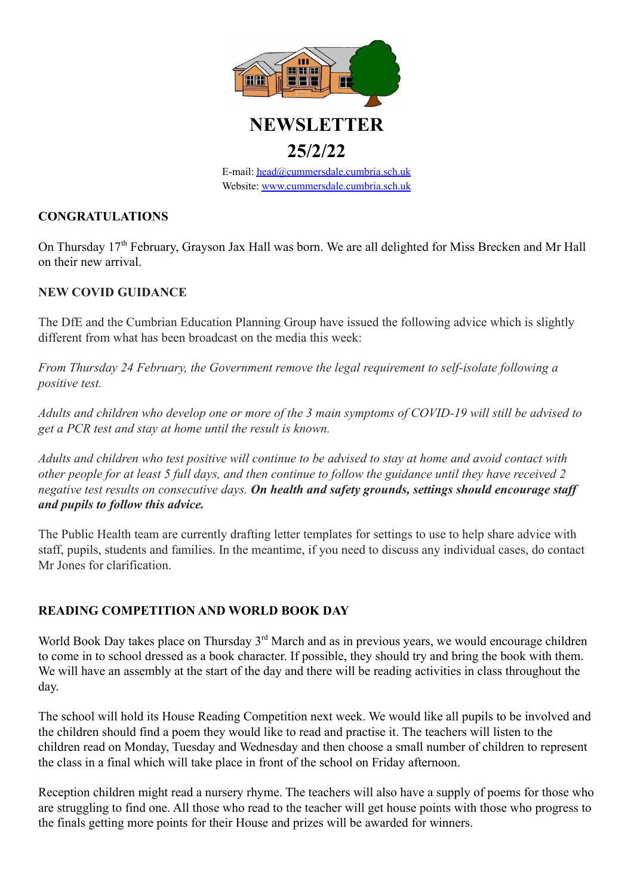# NEWSLETTER

# 25/2/22

E-mail: head@cummersdale.cumbria.sch.uk
Website: www.cummersdale.cumbria.sch.uk

## CONGRATULATIONS

On Thursday 17th February, Grayson Jax Hall was born. We are all delighted for Miss Brecken and Mr Hall on their new arrival.

## NEW COVID GUIDANCE

The DfE and the Cumbrian Education Planning Group have issued the following advice which is slightly different from what has been broadcast on the media this week:

*From Thursday 24 February, the Government remove the legal requirement to self-isolate following a positive test.*

*Adults and children who develop one or more of the 3 main symptoms of COVID-19 will still be advised to get a PCR test and stay at home until the result is known.*

*Adults and children who test positive will continue to be advised to stay at home and avoid contact with other people for at least 5 full days, and then continue to follow the guidance until they have received 2 negative test results on consecutive days.* ***On health and safety grounds, settings should encourage staff and pupils to follow this advice.***

The Public Health team are currently drafting letter templates for settings to use to help share advice with staff, pupils, students and families. In the meantime, if you need to discuss any individual cases, do contact Mr Jones for clarification.

## READING COMPETITION AND WORLD BOOK DAY

World Book Day takes place on Thursday 3rd March and as in previous years, we would encourage children to come in to school dressed as a book character. If possible, they should try and bring the book with them. We will have an assembly at the start of the day and there will be reading activities in class throughout the day.

The school will hold its House Reading Competition next week. We would like all pupils to be involved and the children should find a poem they would like to read and practise it. The teachers will listen to the children read on Monday, Tuesday and Wednesday and then choose a small number of children to represent the class in a final which will take place in front of the school on Friday afternoon.

Reception children might read a nursery rhyme. The teachers will also have a supply of poems for those who are struggling to find one. All those who read to the teacher will get house points with those who progress to the finals getting more points for their House and prizes will be awarded for winners.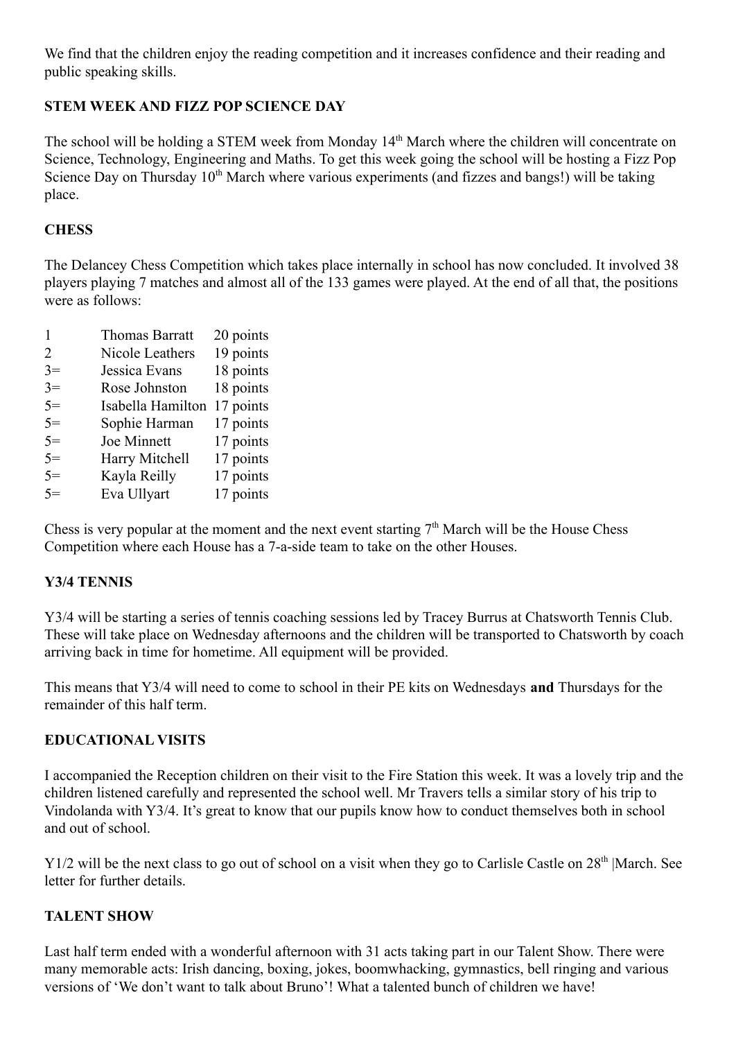We find that the children enjoy the reading competition and it increases confidence and their reading and public speaking skills.

## STEM WEEK AND FIZZ POP SCIENCE DAY

The school will be holding a STEM week from Monday 14th March where the children will concentrate on Science, Technology, Engineering and Maths. To get this week going the school will be hosting a Fizz Pop Science Day on Thursday 10th March where various experiments (and fizzes and bangs!) will be taking place.

## CHESS

The Delancey Chess Competition which takes place internally in school has now concluded. It involved 38 players playing 7 matches and almost all of the 133 games were played. At the end of all that, the positions were as follows:

| | | |
|---|---|---|
| 1 | Thomas Barratt | 20 points |
| 2 | Nicole Leathers | 19 points |
| 3= | Jessica Evans | 18 points |
| 3= | Rose Johnston | 18 points |
| 5= | Isabella Hamilton | 17 points |
| 5= | Sophie Harman | 17 points |
| 5= | Joe Minnett | 17 points |
| 5= | Harry Mitchell | 17 points |
| 5= | Kayla Reilly | 17 points |
| 5= | Eva Ullyart | 17 points |

Chess is very popular at the moment and the next event starting 7th March will be the House Chess Competition where each House has a 7-a-side team to take on the other Houses.

## Y3/4 TENNIS

Y3/4 will be starting a series of tennis coaching sessions led by Tracey Burrus at Chatsworth Tennis Club. These will take place on Wednesday afternoons and the children will be transported to Chatsworth by coach arriving back in time for hometime. All equipment will be provided.

This means that Y3/4 will need to come to school in their PE kits on Wednesdays **and** Thursdays for the remainder of this half term.

## EDUCATIONAL VISITS

I accompanied the Reception children on their visit to the Fire Station this week. It was a lovely trip and the children listened carefully and represented the school well. Mr Travers tells a similar story of his trip to Vindolanda with Y3/4. It's great to know that our pupils know how to conduct themselves both in school and out of school.

Y1/2 will be the next class to go out of school on a visit when they go to Carlisle Castle on 28th |March. See letter for further details.

## TALENT SHOW

Last half term ended with a wonderful afternoon with 31 acts taking part in our Talent Show. There were many memorable acts: Irish dancing, boxing, jokes, boomwhacking, gymnastics, bell ringing and various versions of 'We don't want to talk about Bruno'! What a talented bunch of children we have!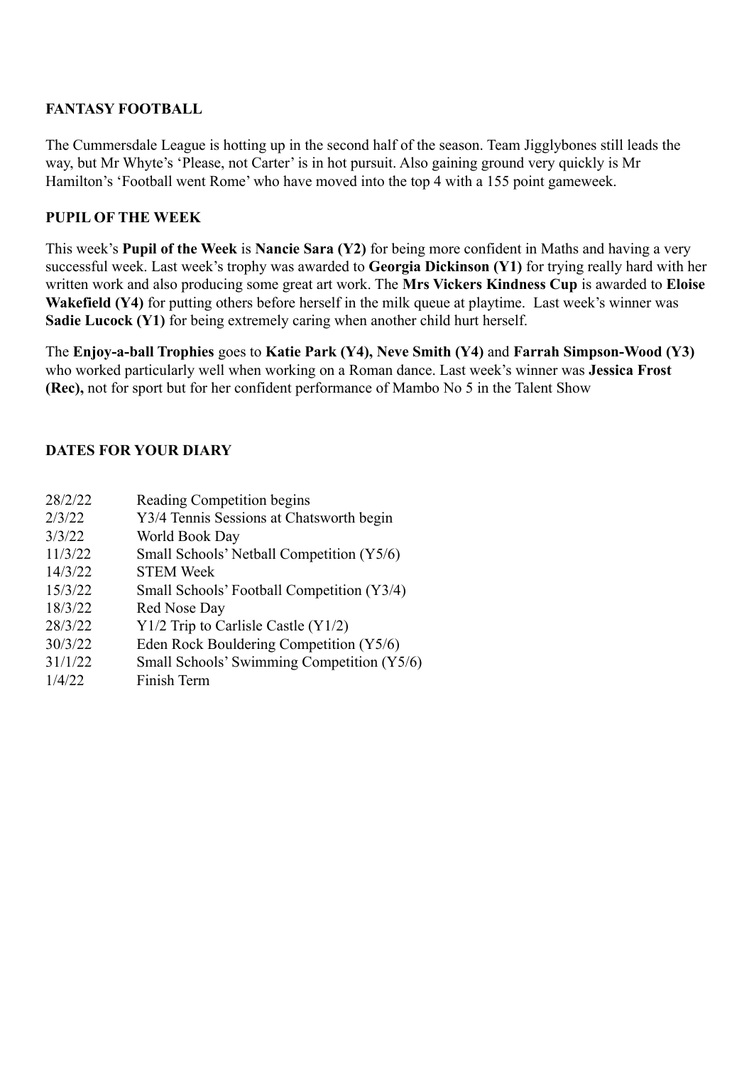## FANTASY FOOTBALL

The Cummersdale League is hotting up in the second half of the season. Team Jigglybones still leads the way, but Mr Whyte's 'Please, not Carter' is in hot pursuit. Also gaining ground very quickly is Mr Hamilton's 'Football went Rome' who have moved into the top 4 with a 155 point gameweek.

## PUPIL OF THE WEEK

This week's **Pupil of the Week** is **Nancie Sara (Y2)** for being more confident in Maths and having a very successful week. Last week's trophy was awarded to **Georgia Dickinson (Y1)** for trying really hard with her written work and also producing some great art work. The **Mrs Vickers Kindness Cup** is awarded to **Eloise Wakefield (Y4)** for putting others before herself in the milk queue at playtime. Last week's winner was **Sadie Lucock (Y1)** for being extremely caring when another child hurt herself.

The **Enjoy-a-ball Trophies** goes to **Katie Park (Y4), Neve Smith (Y4)** and **Farrah Simpson-Wood (Y3)** who worked particularly well when working on a Roman dance. Last week's winner was **Jessica Frost (Rec),** not for sport but for her confident performance of Mambo No 5 in the Talent Show

## DATES FOR YOUR DIARY

| | |
|---|---|
| 28/2/22 | Reading Competition begins |
| 2/3/22 | Y3/4 Tennis Sessions at Chatsworth begin |
| 3/3/22 | World Book Day |
| 11/3/22 | Small Schools' Netball Competition (Y5/6) |
| 14/3/22 | STEM Week |
| 15/3/22 | Small Schools' Football Competition (Y3/4) |
| 18/3/22 | Red Nose Day |
| 28/3/22 | Y1/2 Trip to Carlisle Castle (Y1/2) |
| 30/3/22 | Eden Rock Bouldering Competition (Y5/6) |
| 31/1/22 | Small Schools' Swimming Competition (Y5/6) |
| 1/4/22 | Finish Term |